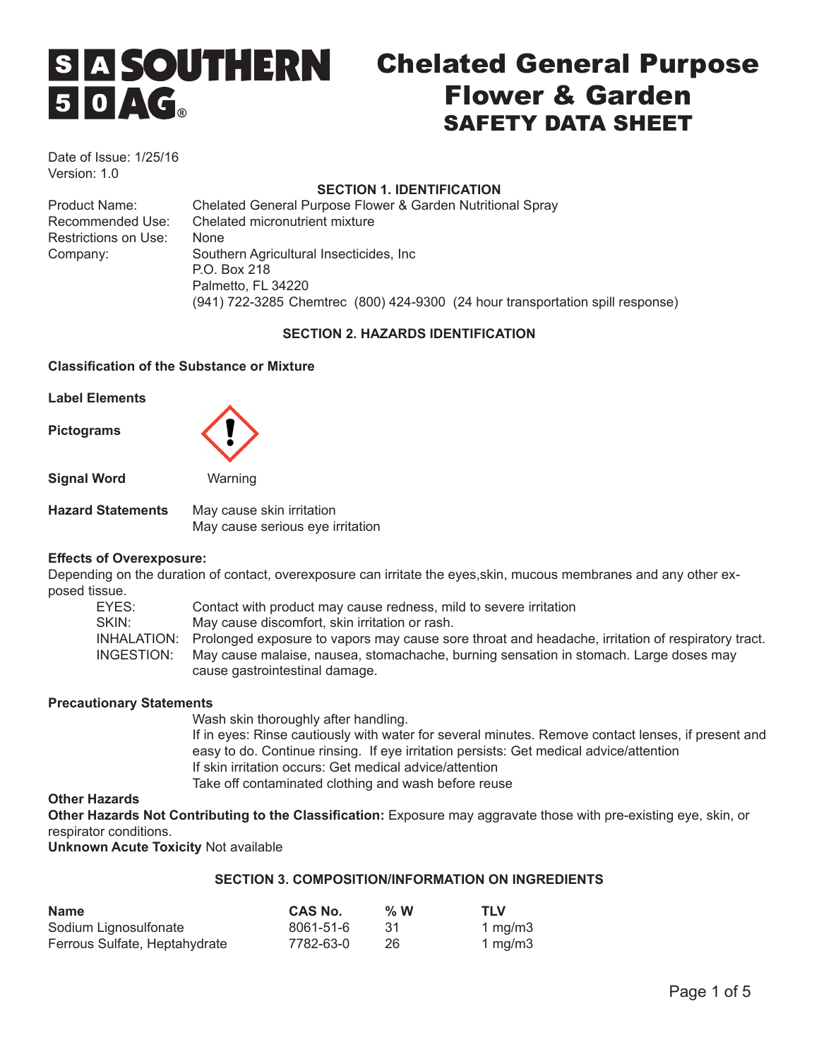# SOUTHERN AG

# Chelated General Purpose Flower & Garden SAFETY DATA SHEET

Date of Issue: 1/25/16
Version: 1.0

## SECTION 1. IDENTIFICATION

Product Name: Chelated General Purpose Flower & Garden Nutritional Spray
Recommended Use: Chelated micronutrient mixture
Restrictions on Use: None
Company: Southern Agricultural Insecticides, Inc
P.O. Box 218
Palmetto, FL 34220
(941) 722-3285 Chemtrec (800) 424-9300 (24 hour transportation spill response)

## SECTION 2. HAZARDS IDENTIFICATION

**Classification of the Substance or Mixture**

**Label Elements**

**Pictograms**

**Signal Word** Warning

**Hazard Statements** May cause skin irritation
May cause serious eye irritation

**Effects of Overexposure:**
Depending on the duration of contact, overexposure can irritate the eyes,skin, mucous membranes and any other exposed tissue.

EYES: Contact with product may cause redness, mild to severe irritation
SKIN: May cause discomfort, skin irritation or rash.
INHALATION: Prolonged exposure to vapors may cause sore throat and headache, irritation of respiratory tract.
INGESTION: May cause malaise, nausea, stomachache, burning sensation in stomach. Large doses may cause gastrointestinal damage.

**Precautionary Statements**

Wash skin thoroughly after handling.
If in eyes: Rinse cautiously with water for several minutes. Remove contact lenses, if present and easy to do. Continue rinsing. If eye irritation persists: Get medical advice/attention
If skin irritation occurs: Get medical advice/attention
Take off contaminated clothing and wash before reuse

**Other Hazards**
**Other Hazards Not Contributing to the Classification:** Exposure may aggravate those with pre-existing eye, skin, or respirator conditions.
**Unknown Acute Toxicity** Not available

## SECTION 3. COMPOSITION/INFORMATION ON INGREDIENTS

| Name | CAS No. | % W | TLV |
|---|---|---|---|
| Sodium Lignosulfonate | 8061-51-6 | 31 | 1 mg/m3 |
| Ferrous Sulfate, Heptahydrate | 7782-63-0 | 26 | 1 mg/m3 |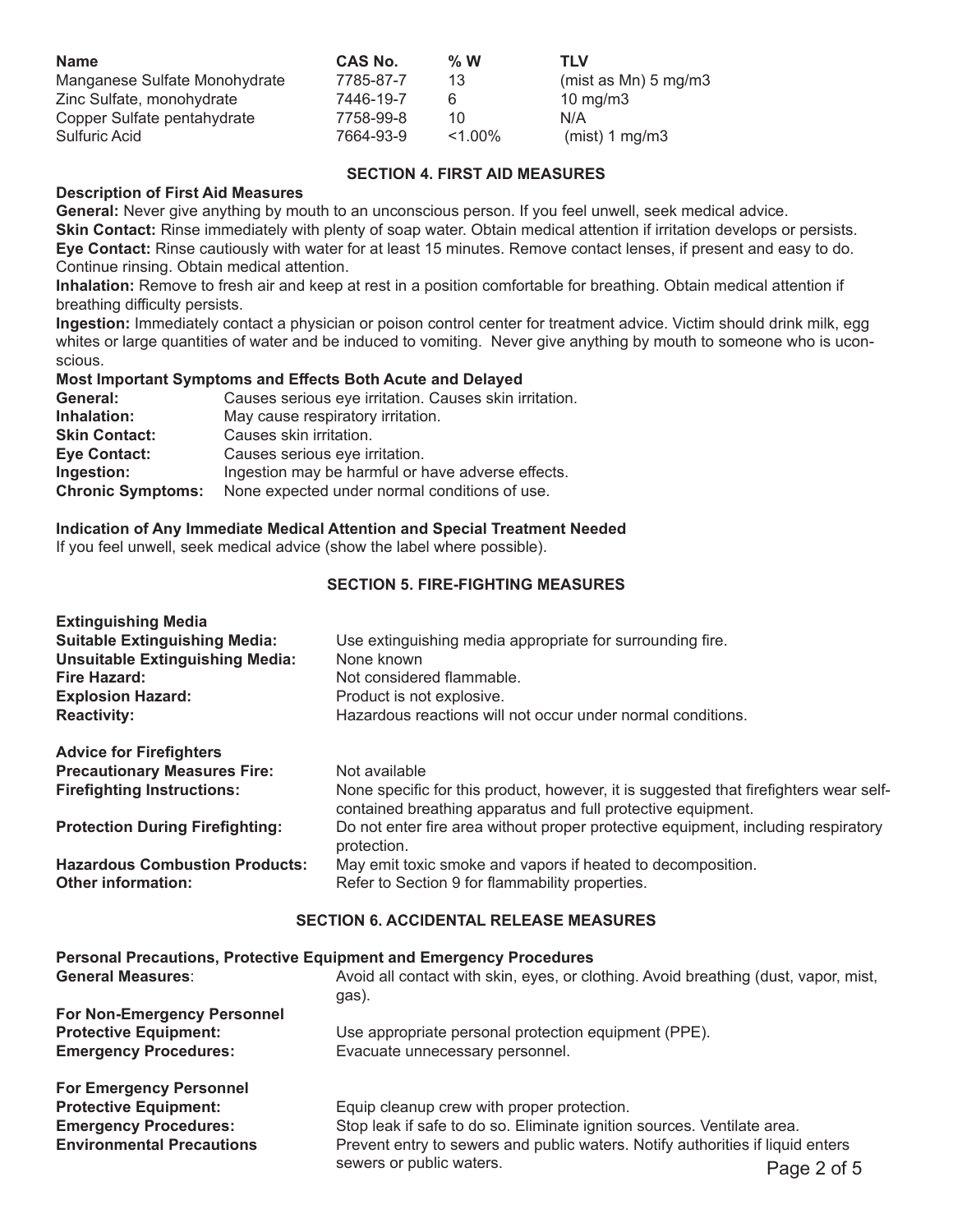| Name | CAS No. | % W | TLV |
| --- | --- | --- | --- |
| Manganese Sulfate Monohydrate | 7785-87-7 | 13 | (mist as Mn) 5 mg/m3 |
| Zinc Sulfate, monohydrate | 7446-19-7 | 6 | 10 mg/m3 |
| Copper Sulfate pentahydrate | 7758-99-8 | 10 | N/A |
| Sulfuric Acid | 7664-93-9 | <1.00% | (mist) 1 mg/m3 |

## SECTION 4. FIRST AID MEASURES

### Description of First Aid Measures

**General:** Never give anything by mouth to an unconscious person. If you feel unwell, seek medical advice.

**Skin Contact:** Rinse immediately with plenty of soap water. Obtain medical attention if irritation develops or persists.

**Eye Contact:** Rinse cautiously with water for at least 15 minutes. Remove contact lenses, if present and easy to do. Continue rinsing. Obtain medical attention.

**Inhalation:** Remove to fresh air and keep at rest in a position comfortable for breathing. Obtain medical attention if breathing difficulty persists.

**Ingestion:** Immediately contact a physician or poison control center for treatment advice. Victim should drink milk, egg whites or large quantities of water and be induced to vomiting. Never give anything by mouth to someone who is uconscious.

### Most Important Symptoms and Effects Both Acute and Delayed

| | |
| --- | --- |
| **General:** | Causes serious eye irritation. Causes skin irritation. |
| **Inhalation:** | May cause respiratory irritation. |
| **Skin Contact:** | Causes skin irritation. |
| **Eye Contact:** | Causes serious eye irritation. |
| **Ingestion:** | Ingestion may be harmful or have adverse effects. |
| **Chronic Symptoms:** | None expected under normal conditions of use. |

### Indication of Any Immediate Medical Attention and Special Treatment Needed

If you feel unwell, seek medical advice (show the label where possible).

## SECTION 5. FIRE-FIGHTING MEASURES

### Extinguishing Media

| | |
| --- | --- |
| **Suitable Extinguishing Media:** | Use extinguishing media appropriate for surrounding fire. |
| **Unsuitable Extinguishing Media:** | None known |
| **Fire Hazard:** | Not considered flammable. |
| **Explosion Hazard:** | Product is not explosive. |
| **Reactivity:** | Hazardous reactions will not occur under normal conditions. |

### Advice for Firefighters

| | |
| --- | --- |
| **Precautionary Measures Fire:** | Not available |
| **Firefighting Instructions:** | None specific for this product, however, it is suggested that firefighters wear self-contained breathing apparatus and full protective equipment. |
| **Protection During Firefighting:** | Do not enter fire area without proper protective equipment, including respiratory protection. |
| **Hazardous Combustion Products:** | May emit toxic smoke and vapors if heated to decomposition. |
| **Other information:** | Refer to Section 9 for flammability properties. |

## SECTION 6. ACCIDENTAL RELEASE MEASURES

### Personal Precautions, Protective Equipment and Emergency Procedures

| | |
| --- | --- |
| **General Measures**: | Avoid all contact with skin, eyes, or clothing. Avoid breathing (dust, vapor, mist, gas). |

**For Non-Emergency Personnel**

| | |
| --- | --- |
| **Protective Equipment:** | Use appropriate personal protection equipment (PPE). |
| **Emergency Procedures:** | Evacuate unnecessary personnel. |

**For Emergency Personnel**

| | |
| --- | --- |
| **Protective Equipment:** | Equip cleanup crew with proper protection. |
| **Emergency Procedures:** | Stop leak if safe to do so. Eliminate ignition sources. Ventilate area. |
| **Environmental Precautions** | Prevent entry to sewers and public waters. Notify authorities if liquid enters sewers or public waters. |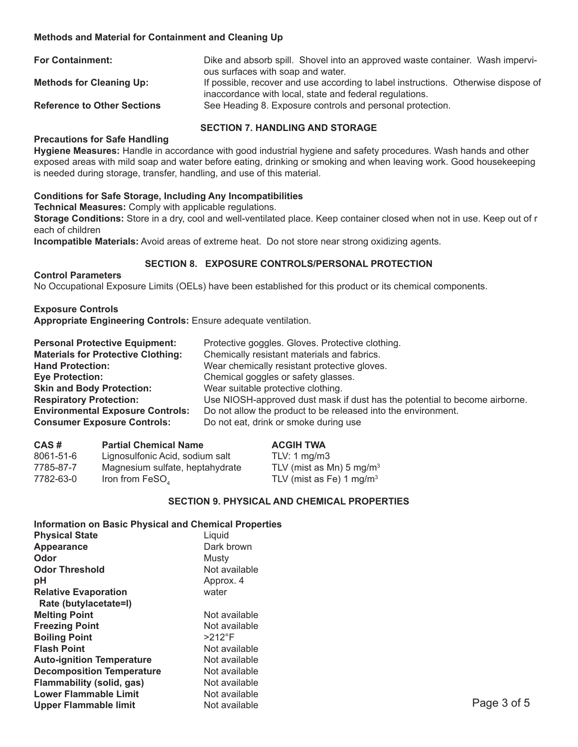**Methods and Material for Containment and Cleaning Up**

**For Containment:** Dike and absorb spill. Shovel into an approved waste container. Wash impervious surfaces with soap and water.

**Methods for Cleaning Up:** If possible, recover and use according to label instructions. Otherwise dispose of inaccordance with local, state and federal regulations.

**Reference to Other Sections** See Heading 8. Exposure controls and personal protection.

## SECTION 7. HANDLING AND STORAGE

**Precautions for Safe Handling**

**Hygiene Measures:** Handle in accordance with good industrial hygiene and safety procedures. Wash hands and other exposed areas with mild soap and water before eating, drinking or smoking and when leaving work. Good housekeeping is needed during storage, transfer, handling, and use of this material.

**Conditions for Safe Storage, Including Any Incompatibilities**

**Technical Measures:** Comply with applicable regulations.

**Storage Conditions:** Store in a dry, cool and well-ventilated place. Keep container closed when not in use. Keep out of r each of children

**Incompatible Materials:** Avoid areas of extreme heat. Do not store near strong oxidizing agents.

## SECTION 8. EXPOSURE CONTROLS/PERSONAL PROTECTION

**Control Parameters**

No Occupational Exposure Limits (OELs) have been established for this product or its chemical components.

**Exposure Controls**

**Appropriate Engineering Controls:** Ensure adequate ventilation.

**Personal Protective Equipment:** Protective goggles. Gloves. Protective clothing.

**Materials for Protective Clothing:** Chemically resistant materials and fabrics.

**Hand Protection:** Wear chemically resistant protective gloves.

**Eye Protection:** Chemical goggles or safety glasses.

**Skin and Body Protection:** Wear suitable protective clothing.

**Respiratory Protection:** Use NIOSH-approved dust mask if dust has the potential to become airborne.

**Environmental Exposure Controls:** Do not allow the product to be released into the environment.

**Consumer Exposure Controls:** Do not eat, drink or smoke during use

| CAS # | Partial Chemical Name | ACGIH TWA |
|---|---|---|
| 8061-51-6 | Lignosulfonic Acid, sodium salt | TLV: 1 mg/m3 |
| 7785-87-7 | Magnesium sulfate, heptahydrate | TLV (mist as Mn) 5 mg/$m^3$ |
| 7782-63-0 | Iron from $FeSO_4$ | TLV (mist as Fe) 1 mg/$m^3$ |

## SECTION 9. PHYSICAL AND CHEMICAL PROPERTIES

**Information on Basic Physical and Chemical Properties**

| Property | Value |
|---|---|
| **Physical State** | Liquid |
| **Appearance** | Dark brown |
| **Odor** | Musty |
| **Odor Threshold** | Not available |
| **pH** | Approx. 4 |
| **Relative Evaporation Rate (butylacetate=l)** | water |
| **Melting Point** | Not available |
| **Freezing Point** | Not available |
| **Boiling Point** | >212°F |
| **Flash Point** | Not available |
| **Auto-ignition Temperature** | Not available |
| **Decomposition Temperature** | Not available |
| **Flammability (solid, gas)** | Not available |
| **Lower Flammable Limit** | Not available |
| **Upper Flammable limit** | Not available |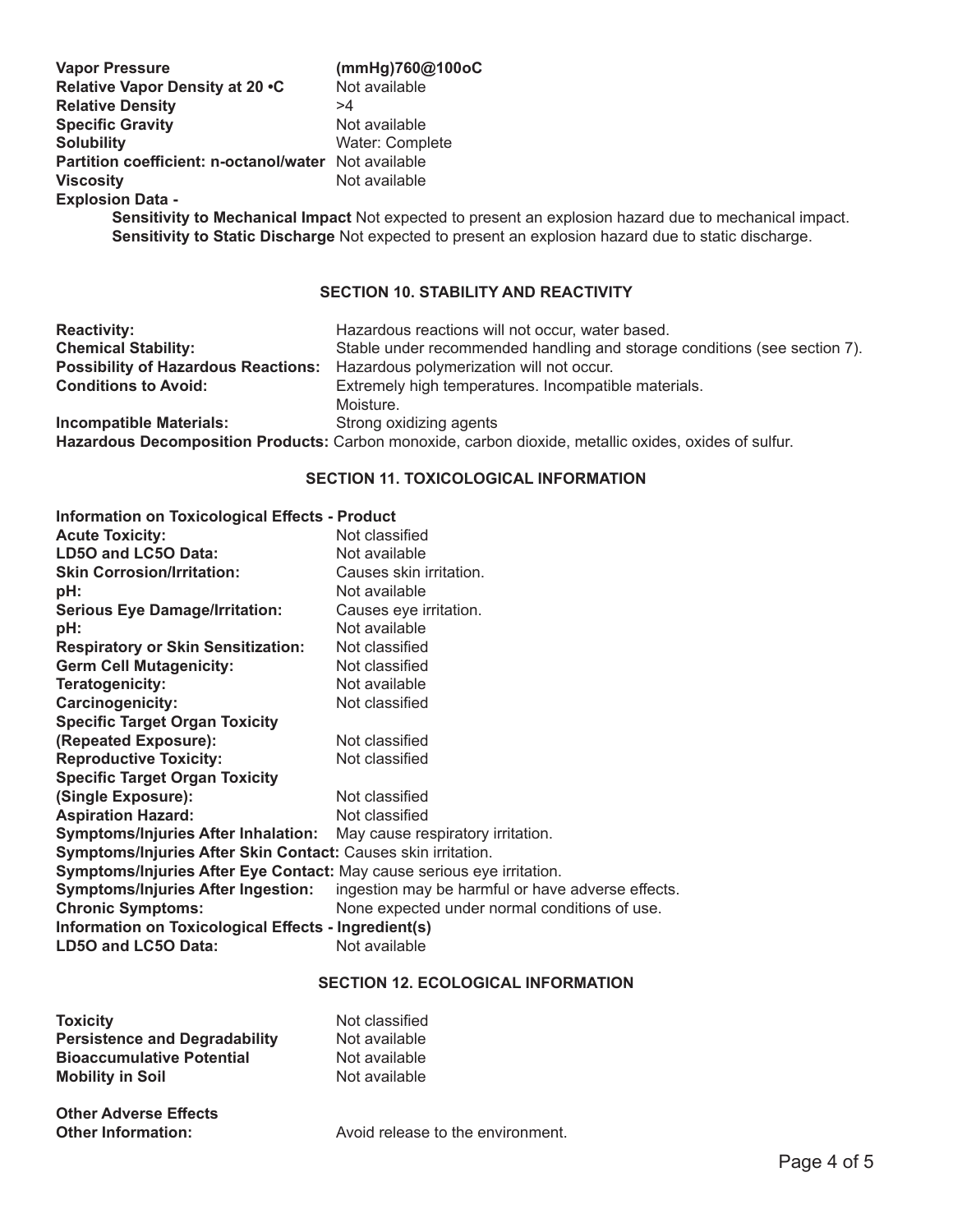| | |
|---|---|
| **Vapor Pressure** | **(mmHg)760@100oC** |
| **Relative Vapor Density at 20 •C** | Not available |
| **Relative Density** | >4 |
| **Specific Gravity** | Not available |
| **Solubility** | Water: Complete |
| **Partition coefficient: n-octanol/water** | Not available |
| **Viscosity** | Not available |

**Explosion Data -**

**Sensitivity to Mechanical Impact** Not expected to present an explosion hazard due to mechanical impact.
**Sensitivity to Static Discharge** Not expected to present an explosion hazard due to static discharge.

## SECTION 10. STABILITY AND REACTIVITY

| | |
|---|---|
| **Reactivity:** | Hazardous reactions will not occur, water based. |
| **Chemical Stability:** | Stable under recommended handling and storage conditions (see section 7). |
| **Possibility of Hazardous Reactions:** | Hazardous polymerization will not occur. |
| **Conditions to Avoid:** | Extremely high temperatures. Incompatible materials. Moisture. |
| **Incompatible Materials:** | Strong oxidizing agents |

**Hazardous Decomposition Products:** Carbon monoxide, carbon dioxide, metallic oxides, oxides of sulfur.

## SECTION 11. TOXICOLOGICAL INFORMATION

**Information on Toxicological Effects - Product**

| | |
|---|---|
| **Acute Toxicity:** | Not classified |
| **LD5O and LC5O Data:** | Not available |
| **Skin Corrosion/Irritation:** | Causes skin irritation. |
| **pH:** | Not available |
| **Serious Eye Damage/Irritation:** | Causes eye irritation. |
| **pH:** | Not available |
| **Respiratory or Skin Sensitization:** | Not classified |
| **Germ Cell Mutagenicity:** | Not classified |
| **Teratogenicity:** | Not available |
| **Carcinogenicity:** | Not classified |
| **Specific Target Organ Toxicity (Repeated Exposure):** | Not classified |
| **Reproductive Toxicity:** | Not classified |
| **Specific Target Organ Toxicity (Single Exposure):** | Not classified |
| **Aspiration Hazard:** | Not classified |
| **Symptoms/Injuries After Inhalation:** | May cause respiratory irritation. |
| **Symptoms/Injuries After Skin Contact:** | Causes skin irritation. |
| **Symptoms/Injuries After Eye Contact:** | May cause serious eye irritation. |
| **Symptoms/Injuries After Ingestion:** | ingestion may be harmful or have adverse effects. |
| **Chronic Symptoms:** | None expected under normal conditions of use. |

**Information on Toxicological Effects - Ingredient(s)**

| | |
|---|---|
| **LD5O and LC5O Data:** | Not available |

## SECTION 12. ECOLOGICAL INFORMATION

| | |
|---|---|
| **Toxicity** | Not classified |
| **Persistence and Degradability** | Not available |
| **Bioaccumulative Potential** | Not available |
| **Mobility in Soil** | Not available |

**Other Adverse Effects**

| | |
|---|---|
| **Other Information:** | Avoid release to the environment. |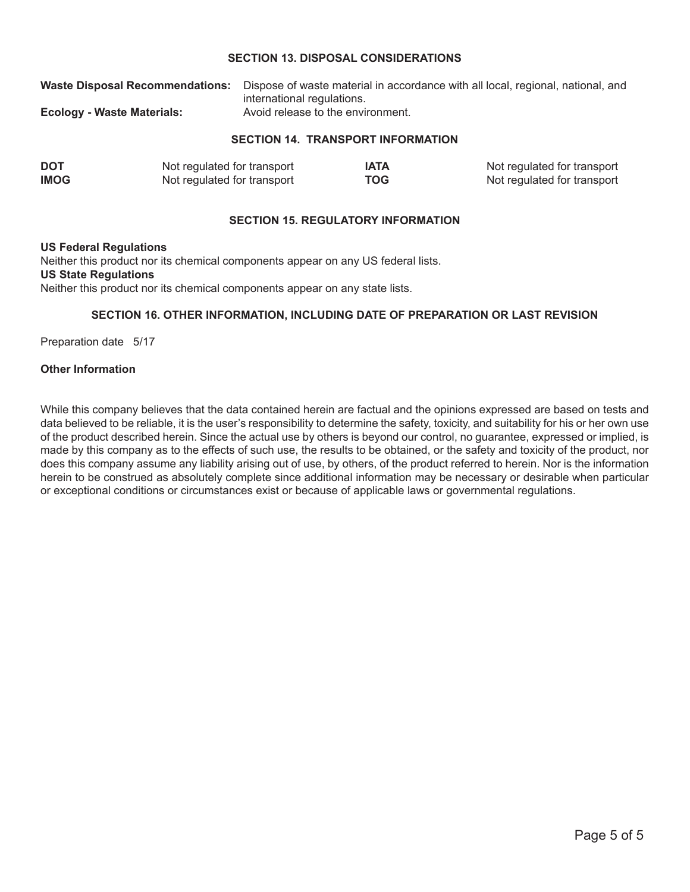## SECTION 13. DISPOSAL CONSIDERATIONS

**Waste Disposal Recommendations:** Dispose of waste material in accordance with all local, regional, national, and international regulations.

**Ecology - Waste Materials:** Avoid release to the environment.

## SECTION 14. TRANSPORT INFORMATION

| | | | |
|---|---|---|---|
| **DOT** | Not regulated for transport | **IATA** | Not regulated for transport |
| **IMOG** | Not regulated for transport | **TOG** | Not regulated for transport |

## SECTION 15. REGULATORY INFORMATION

**US Federal Regulations**

Neither this product nor its chemical components appear on any US federal lists.

**US State Regulations**

Neither this product nor its chemical components appear on any state lists.

## SECTION 16. OTHER INFORMATION, INCLUDING DATE OF PREPARATION OR LAST REVISION

Preparation date 5/17

**Other Information**

While this company believes that the data contained herein are factual and the opinions expressed are based on tests and data believed to be reliable, it is the user's responsibility to determine the safety, toxicity, and suitability for his or her own use of the product described herein. Since the actual use by others is beyond our control, no guarantee, expressed or implied, is made by this company as to the effects of such use, the results to be obtained, or the safety and toxicity of the product, nor does this company assume any liability arising out of use, by others, of the product referred to herein. Nor is the information herein to be construed as absolutely complete since additional information may be necessary or desirable when particular or exceptional conditions or circumstances exist or because of applicable laws or governmental regulations.